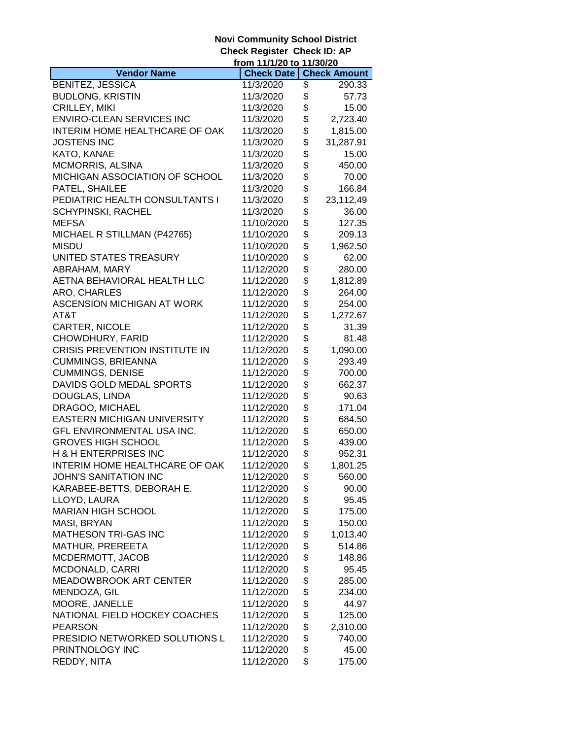**Novi Community School District**
**Check Register Check ID: AP**
**from 11/1/20 to 11/30/20**

| Vendor Name | Check Date | Check Amount |
|---|---|---|
| BENITEZ, JESSICA | 11/3/2020 | $ 290.33 |
| BUDLONG, KRISTIN | 11/3/2020 | $ 57.73 |
| CRILLEY, MIKI | 11/3/2020 | $ 15.00 |
| ENVIRO-CLEAN SERVICES INC | 11/3/2020 | $ 2,723.40 |
| INTERIM HOME HEALTHCARE OF OAK | 11/3/2020 | $ 1,815.00 |
| JOSTENS INC | 11/3/2020 | $ 31,287.91 |
| KATO, KANAE | 11/3/2020 | $ 15.00 |
| MCMORRIS, ALSINA | 11/3/2020 | $ 450.00 |
| MICHIGAN ASSOCIATION OF SCHOOL | 11/3/2020 | $ 70.00 |
| PATEL, SHAILEE | 11/3/2020 | $ 166.84 |
| PEDIATRIC HEALTH CONSULTANTS I | 11/3/2020 | $ 23,112.49 |
| SCHYPINSKI, RACHEL | 11/3/2020 | $ 36.00 |
| MEFSA | 11/10/2020 | $ 127.35 |
| MICHAEL R STILLMAN (P42765) | 11/10/2020 | $ 209.13 |
| MISDU | 11/10/2020 | $ 1,962.50 |
| UNITED STATES TREASURY | 11/10/2020 | $ 62.00 |
| ABRAHAM, MARY | 11/12/2020 | $ 280.00 |
| AETNA BEHAVIORAL HEALTH LLC | 11/12/2020 | $ 1,812.89 |
| ARO, CHARLES | 11/12/2020 | $ 264.00 |
| ASCENSION MICHIGAN AT WORK | 11/12/2020 | $ 254.00 |
| AT&T | 11/12/2020 | $ 1,272.67 |
| CARTER, NICOLE | 11/12/2020 | $ 31.39 |
| CHOWDHURY, FARID | 11/12/2020 | $ 81.48 |
| CRISIS PREVENTION INSTITUTE IN | 11/12/2020 | $ 1,090.00 |
| CUMMINGS, BRIEANNA | 11/12/2020 | $ 293.49 |
| CUMMINGS, DENISE | 11/12/2020 | $ 700.00 |
| DAVIDS GOLD MEDAL SPORTS | 11/12/2020 | $ 662.37 |
| DOUGLAS, LINDA | 11/12/2020 | $ 90.63 |
| DRAGOO, MICHAEL | 11/12/2020 | $ 171.04 |
| EASTERN MICHIGAN UNIVERSITY | 11/12/2020 | $ 684.50 |
| GFL ENVIRONMENTAL USA INC. | 11/12/2020 | $ 650.00 |
| GROVES HIGH SCHOOL | 11/12/2020 | $ 439.00 |
| H & H ENTERPRISES INC | 11/12/2020 | $ 952.31 |
| INTERIM HOME HEALTHCARE OF OAK | 11/12/2020 | $ 1,801.25 |
| JOHN'S SANITATION INC | 11/12/2020 | $ 560.00 |
| KARABEE-BETTS, DEBORAH E. | 11/12/2020 | $ 90.00 |
| LLOYD, LAURA | 11/12/2020 | $ 95.45 |
| MARIAN HIGH SCHOOL | 11/12/2020 | $ 175.00 |
| MASI, BRYAN | 11/12/2020 | $ 150.00 |
| MATHESON TRI-GAS INC | 11/12/2020 | $ 1,013.40 |
| MATHUR, PREREETA | 11/12/2020 | $ 514.86 |
| MCDERMOTT, JACOB | 11/12/2020 | $ 148.86 |
| MCDONALD, CARRI | 11/12/2020 | $ 95.45 |
| MEADOWBROOK ART CENTER | 11/12/2020 | $ 285.00 |
| MENDOZA, GIL | 11/12/2020 | $ 234.00 |
| MOORE, JANELLE | 11/12/2020 | $ 44.97 |
| NATIONAL FIELD HOCKEY COACHES | 11/12/2020 | $ 125.00 |
| PEARSON | 11/12/2020 | $ 2,310.00 |
| PRESIDIO NETWORKED SOLUTIONS L | 11/12/2020 | $ 740.00 |
| PRINTNOLOGY INC | 11/12/2020 | $ 45.00 |
| REDDY, NITA | 11/12/2020 | $ 175.00 |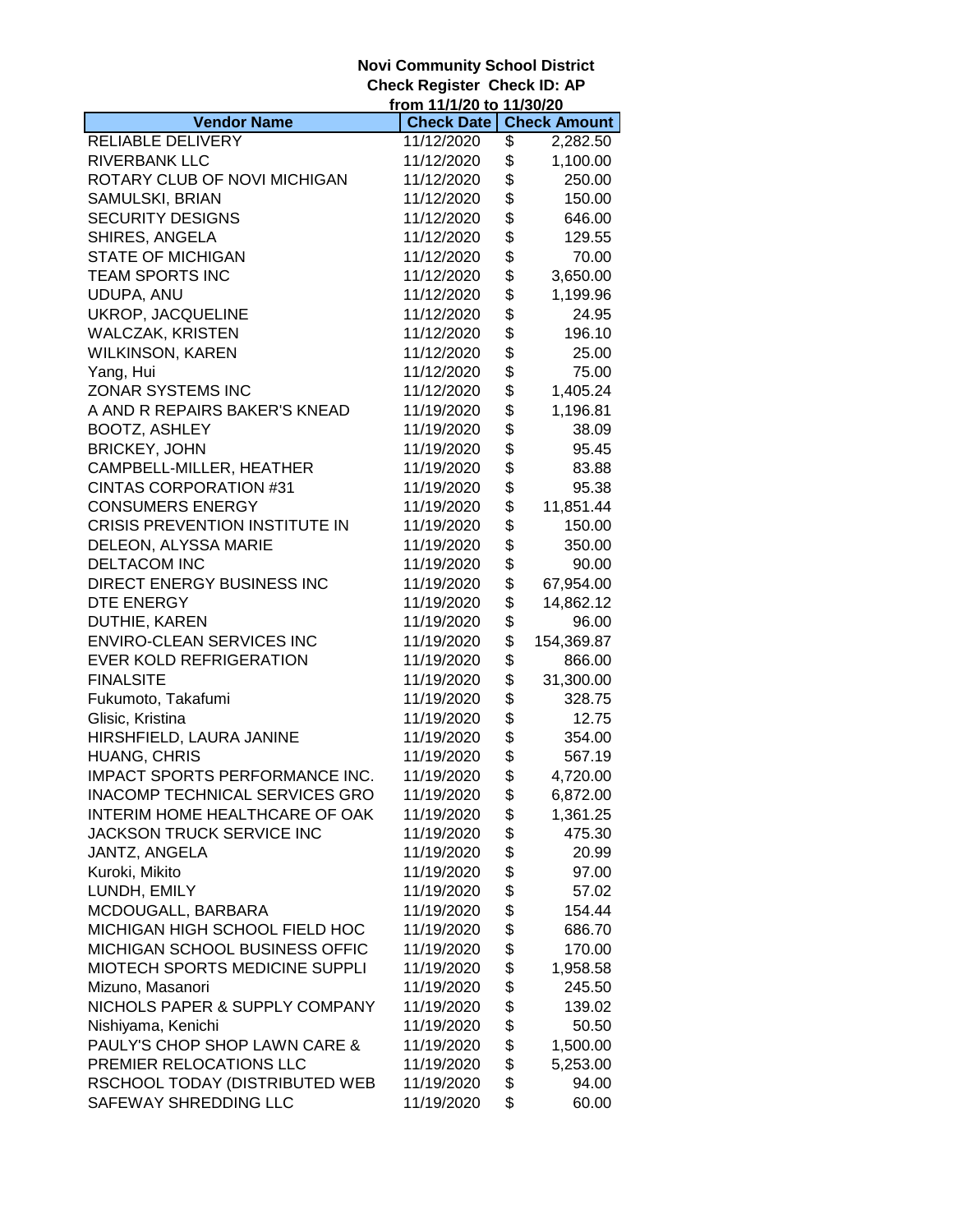**Novi Community School District**
**Check Register Check ID: AP**
**from 11/1/20 to 11/30/20**

| Vendor Name | Check Date | Check Amount |
|---|---|---|
| RELIABLE DELIVERY | 11/12/2020 | $ 2,282.50 |
| RIVERBANK LLC | 11/12/2020 | $ 1,100.00 |
| ROTARY CLUB OF NOVI MICHIGAN | 11/12/2020 | $ 250.00 |
| SAMULSKI, BRIAN | 11/12/2020 | $ 150.00 |
| SECURITY DESIGNS | 11/12/2020 | $ 646.00 |
| SHIRES, ANGELA | 11/12/2020 | $ 129.55 |
| STATE OF MICHIGAN | 11/12/2020 | $ 70.00 |
| TEAM SPORTS INC | 11/12/2020 | $ 3,650.00 |
| UDUPA, ANU | 11/12/2020 | $ 1,199.96 |
| UKROP, JACQUELINE | 11/12/2020 | $ 24.95 |
| WALCZAK, KRISTEN | 11/12/2020 | $ 196.10 |
| WILKINSON, KAREN | 11/12/2020 | $ 25.00 |
| Yang, Hui | 11/12/2020 | $ 75.00 |
| ZONAR SYSTEMS INC | 11/12/2020 | $ 1,405.24 |
| A AND R REPAIRS BAKER'S KNEAD | 11/19/2020 | $ 1,196.81 |
| BOOTZ, ASHLEY | 11/19/2020 | $ 38.09 |
| BRICKEY, JOHN | 11/19/2020 | $ 95.45 |
| CAMPBELL-MILLER, HEATHER | 11/19/2020 | $ 83.88 |
| CINTAS CORPORATION #31 | 11/19/2020 | $ 95.38 |
| CONSUMERS ENERGY | 11/19/2020 | $ 11,851.44 |
| CRISIS PREVENTION INSTITUTE IN | 11/19/2020 | $ 150.00 |
| DELEON, ALYSSA MARIE | 11/19/2020 | $ 350.00 |
| DELTACOM INC | 11/19/2020 | $ 90.00 |
| DIRECT ENERGY BUSINESS INC | 11/19/2020 | $ 67,954.00 |
| DTE ENERGY | 11/19/2020 | $ 14,862.12 |
| DUTHIE, KAREN | 11/19/2020 | $ 96.00 |
| ENVIRO-CLEAN SERVICES INC | 11/19/2020 | $ 154,369.87 |
| EVER KOLD REFRIGERATION | 11/19/2020 | $ 866.00 |
| FINALSITE | 11/19/2020 | $ 31,300.00 |
| Fukumoto, Takafumi | 11/19/2020 | $ 328.75 |
| Glisic, Kristina | 11/19/2020 | $ 12.75 |
| HIRSHFIELD, LAURA JANINE | 11/19/2020 | $ 354.00 |
| HUANG, CHRIS | 11/19/2020 | $ 567.19 |
| IMPACT SPORTS PERFORMANCE INC. | 11/19/2020 | $ 4,720.00 |
| INACOMP TECHNICAL SERVICES GRO | 11/19/2020 | $ 6,872.00 |
| INTERIM HOME HEALTHCARE OF OAK | 11/19/2020 | $ 1,361.25 |
| JACKSON TRUCK SERVICE INC | 11/19/2020 | $ 475.30 |
| JANTZ, ANGELA | 11/19/2020 | $ 20.99 |
| Kuroki, Mikito | 11/19/2020 | $ 97.00 |
| LUNDH, EMILY | 11/19/2020 | $ 57.02 |
| MCDOUGALL, BARBARA | 11/19/2020 | $ 154.44 |
| MICHIGAN HIGH SCHOOL FIELD HOC | 11/19/2020 | $ 686.70 |
| MICHIGAN SCHOOL BUSINESS OFFIC | 11/19/2020 | $ 170.00 |
| MIOTECH SPORTS MEDICINE SUPPLI | 11/19/2020 | $ 1,958.58 |
| Mizuno, Masanori | 11/19/2020 | $ 245.50 |
| NICHOLS PAPER & SUPPLY COMPANY | 11/19/2020 | $ 139.02 |
| Nishiyama, Kenichi | 11/19/2020 | $ 50.50 |
| PAULY'S CHOP SHOP LAWN CARE & | 11/19/2020 | $ 1,500.00 |
| PREMIER RELOCATIONS LLC | 11/19/2020 | $ 5,253.00 |
| RSCHOOL TODAY (DISTRIBUTED WEB | 11/19/2020 | $ 94.00 |
| SAFEWAY SHREDDING LLC | 11/19/2020 | $ 60.00 |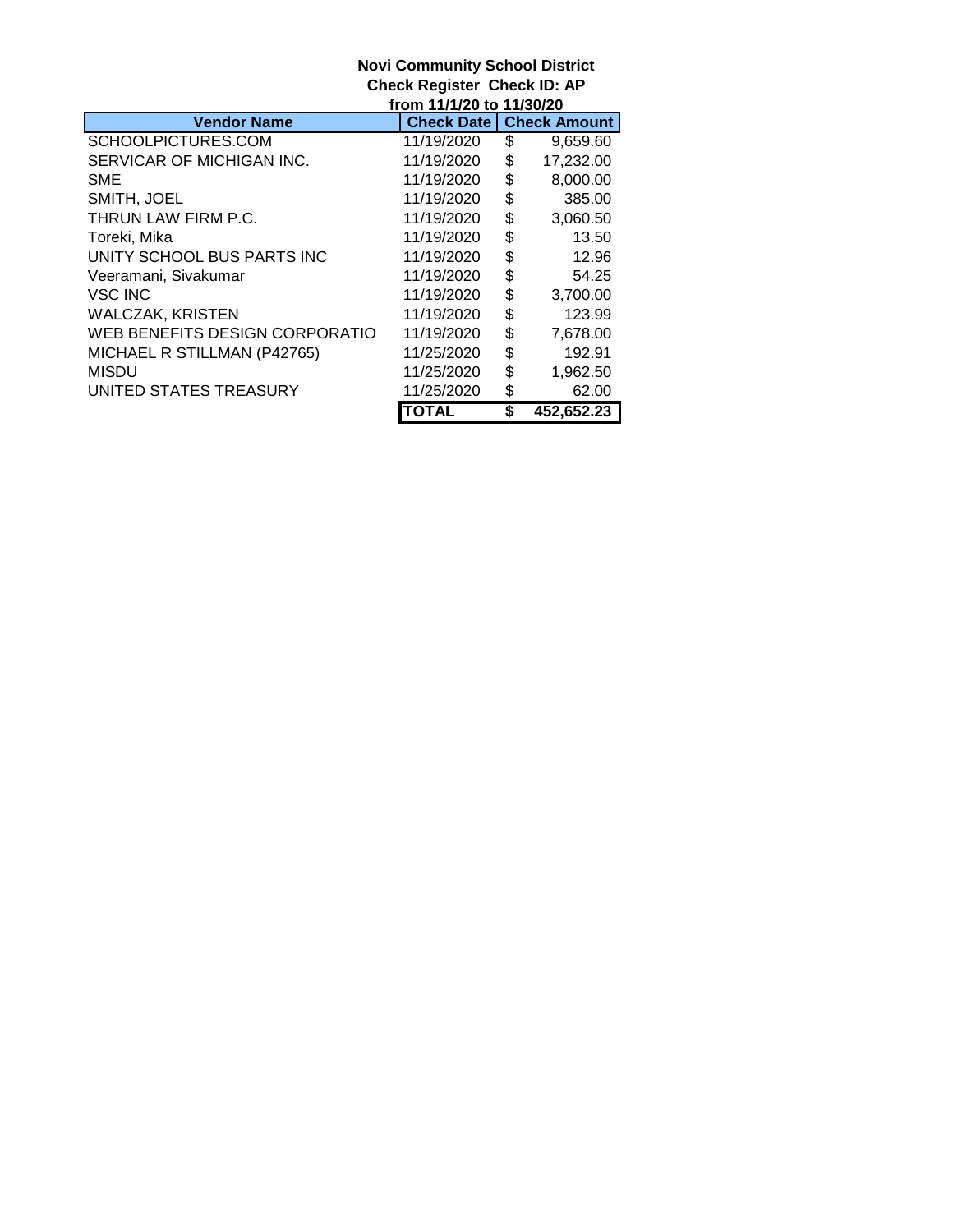**Novi Community School District**
**Check Register Check ID: AP**
**from 11/1/20 to 11/30/20**

| Vendor Name | Check Date | Check Amount |
|---|---|---|
| SCHOOLPICTURES.COM | 11/19/2020 | $ 9,659.60 |
| SERVICAR OF MICHIGAN INC. | 11/19/2020 | $ 17,232.00 |
| SME | 11/19/2020 | $ 8,000.00 |
| SMITH, JOEL | 11/19/2020 | $ 385.00 |
| THRUN LAW FIRM P.C. | 11/19/2020 | $ 3,060.50 |
| Toreki, Mika | 11/19/2020 | $ 13.50 |
| UNITY SCHOOL BUS PARTS INC | 11/19/2020 | $ 12.96 |
| Veeramani, Sivakumar | 11/19/2020 | $ 54.25 |
| VSC INC | 11/19/2020 | $ 3,700.00 |
| WALCZAK, KRISTEN | 11/19/2020 | $ 123.99 |
| WEB BENEFITS DESIGN CORPORATIO | 11/19/2020 | $ 7,678.00 |
| MICHAEL R STILLMAN (P42765) | 11/25/2020 | $ 192.91 |
| MISDU | 11/25/2020 | $ 1,962.50 |
| UNITED STATES TREASURY | 11/25/2020 | $ 62.00 |
| | **TOTAL** | **$ 452,652.23** |